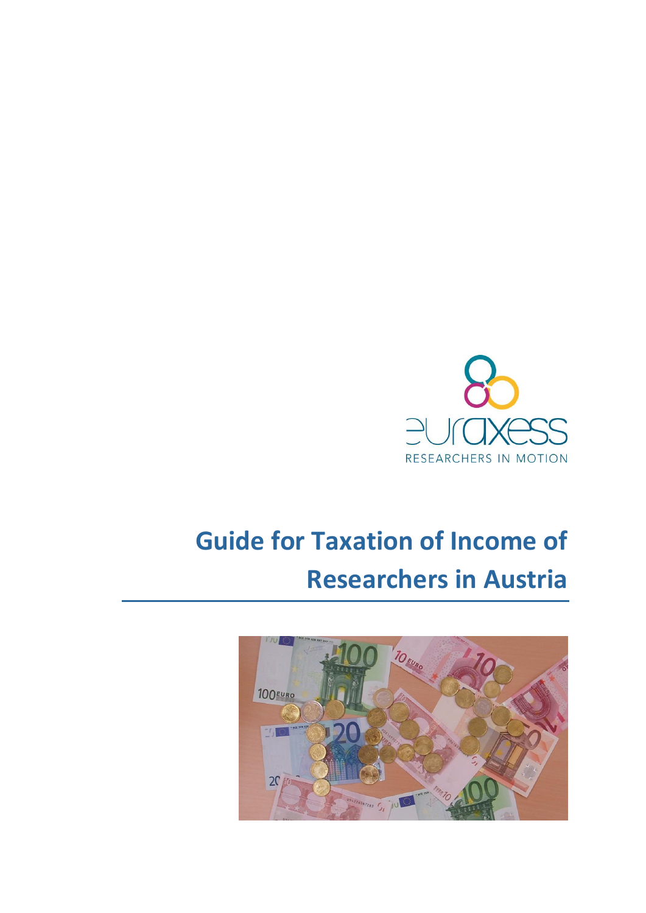euraxess

RESEARCHERS IN MOTION

# Guide for Taxation of Income of Researchers in Austria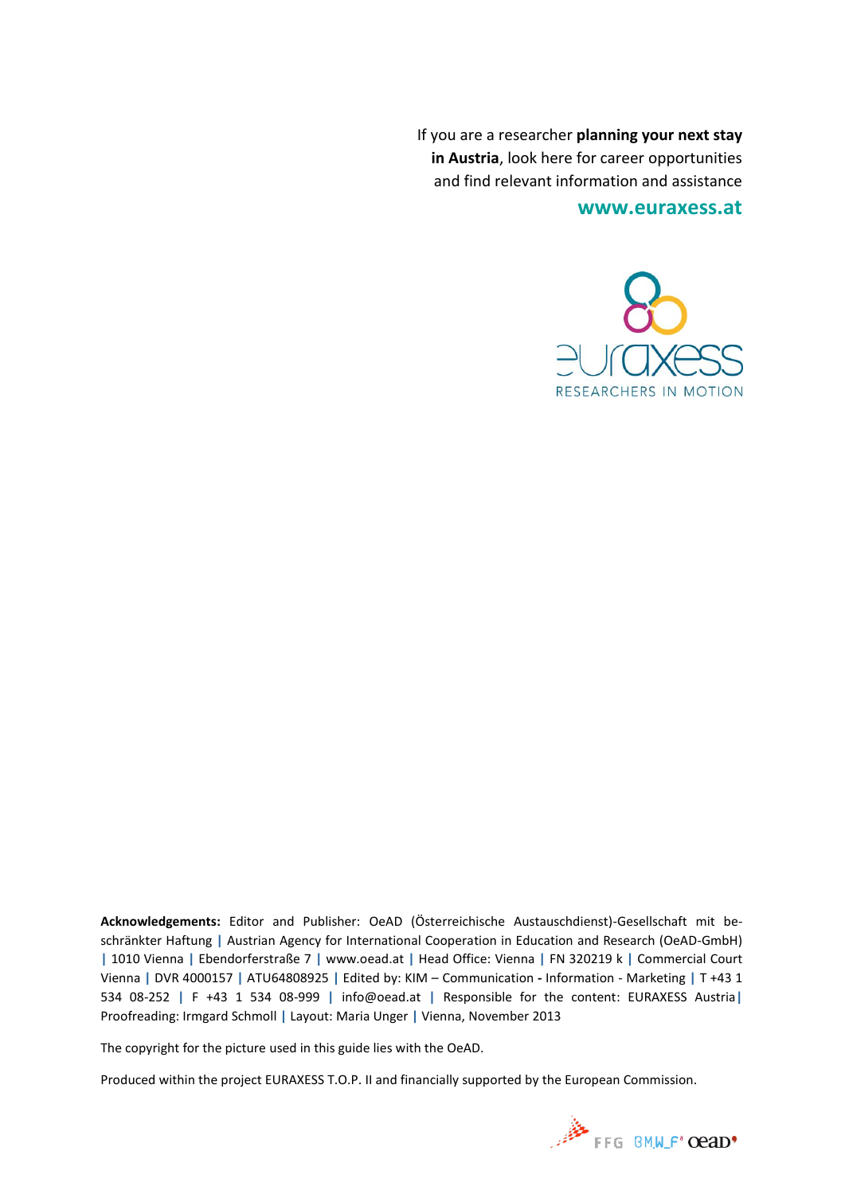If you are a researcher **planning your next stay in Austria**, look here for career opportunities and find relevant information and assistance

**www.euraxess.at**

euraxess
RESEARCHERS IN MOTION

**Acknowledgements:** Editor and Publisher: OeAD (Österreichische Austauschdienst)-Gesellschaft mit beschränkter Haftung | Austrian Agency for International Cooperation in Education and Research (OeAD-GmbH) | 1010 Vienna | Ebendorferstraße 7 | www.oead.at | Head Office: Vienna | FN 320219 k | Commercial Court Vienna | DVR 4000157 | ATU64808925 | Edited by: KIM – Communication - Information - Marketing | T +43 1 534 08-252 | F +43 1 534 08-999 | info@oead.at | Responsible for the content: EURAXESS Austria | Proofreading: Irmgard Schmoll | Layout: Maria Unger | Vienna, November 2013

The copyright for the picture used in this guide lies with the OeAD.

Produced within the project EURAXESS T.O.P. II and financially supported by the European Commission.

FFG BMWF oead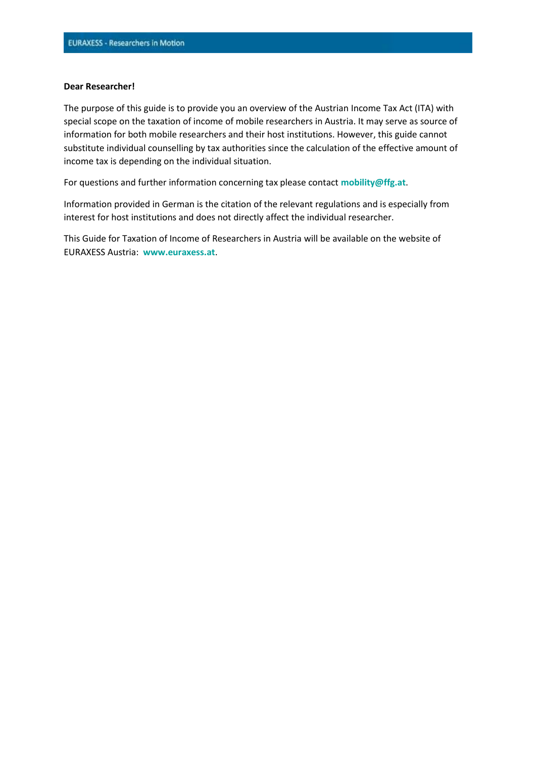**Dear Researcher!**

The purpose of this guide is to provide you an overview of the Austrian Income Tax Act (ITA) with special scope on the taxation of income of mobile researchers in Austria. It may serve as source of information for both mobile researchers and their host institutions. However, this guide cannot substitute individual counselling by tax authorities since the calculation of the effective amount of income tax is depending on the individual situation.

For questions and further information concerning tax please contact **mobility@ffg.at**.

Information provided in German is the citation of the relevant regulations and is especially from interest for host institutions and does not directly affect the individual researcher.

This Guide for Taxation of Income of Researchers in Austria will be available on the website of EURAXESS Austria: **www.euraxess.at**.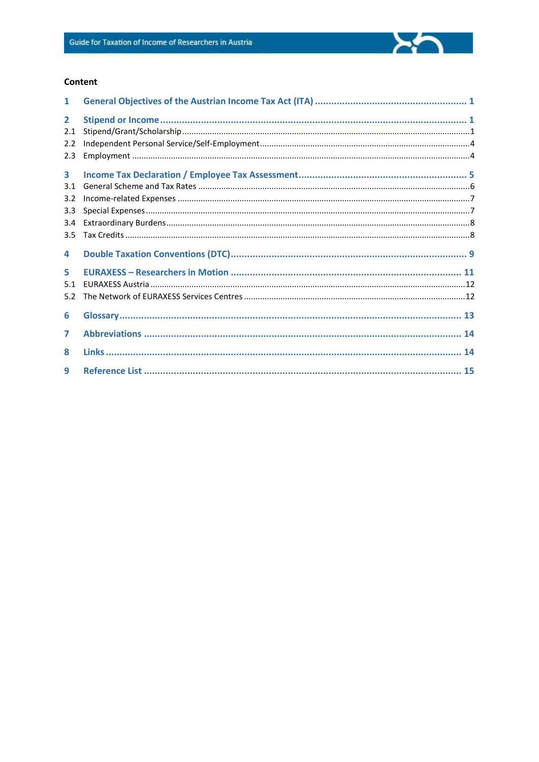## Content

| | | |
|---|---|---|
| **1** | **General Objectives of the Austrian Income Tax Act (ITA)** | **1** |
| **2** | **Stipend or Income** | **1** |
| 2.1 | Stipend/Grant/Scholarship | 1 |
| 2.2 | Independent Personal Service/Self-Employment | 4 |
| 2.3 | Employment | 4 |
| **3** | **Income Tax Declaration / Employee Tax Assessment** | **5** |
| 3.1 | General Scheme and Tax Rates | 6 |
| 3.2 | Income-related Expenses | 7 |
| 3.3 | Special Expenses | 7 |
| 3.4 | Extraordinary Burdens | 8 |
| 3.5 | Tax Credits | 8 |
| **4** | **Double Taxation Conventions (DTC)** | **9** |
| **5** | **EURAXESS – Researchers in Motion** | **11** |
| 5.1 | EURAXESS Austria | 12 |
| 5.2 | The Network of EURAXESS Services Centres | 12 |
| **6** | **Glossary** | **13** |
| **7** | **Abbreviations** | **14** |
| **8** | **Links** | **14** |
| **9** | **Reference List** | **15** |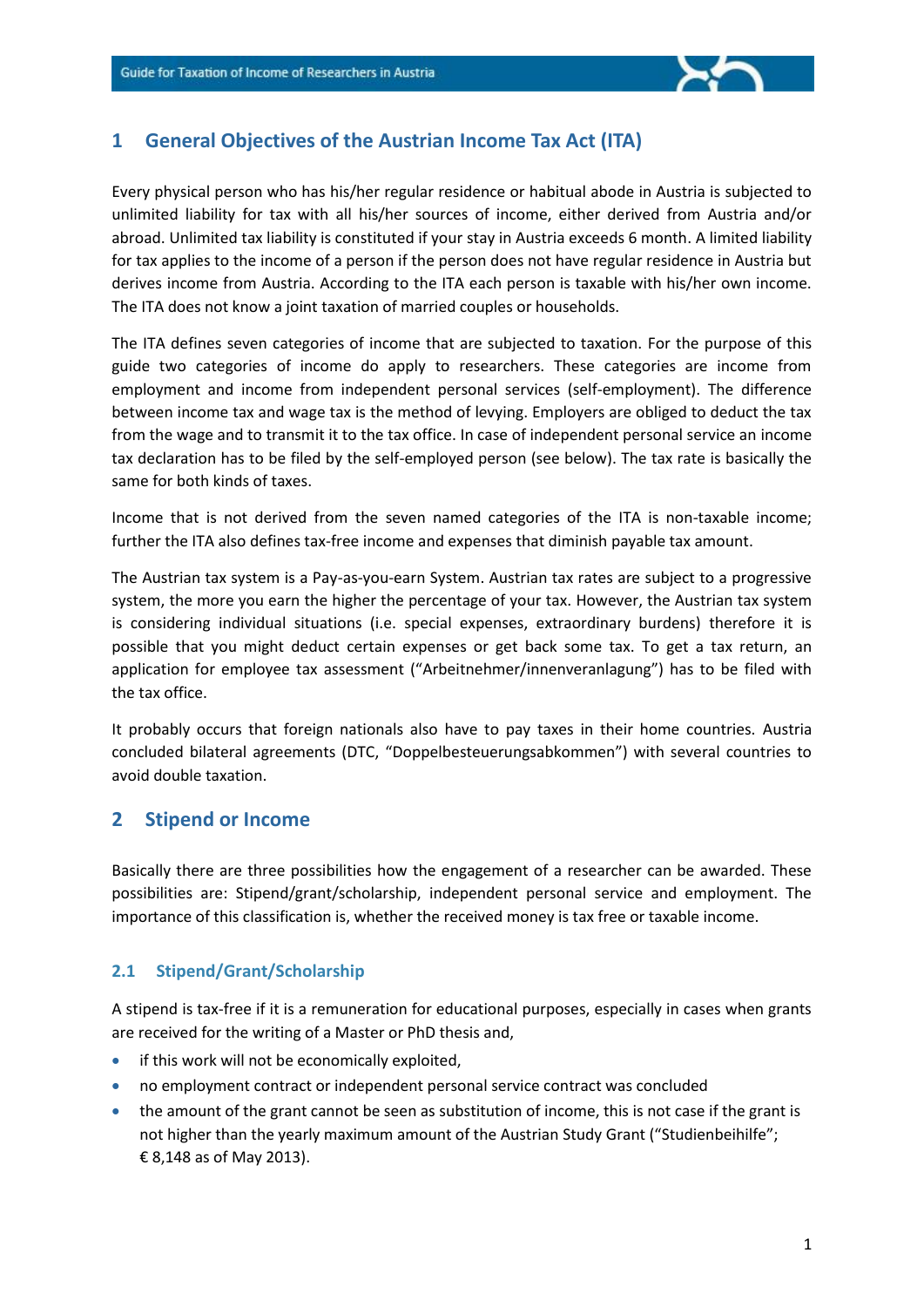# 1 General Objectives of the Austrian Income Tax Act (ITA)

Every physical person who has his/her regular residence or habitual abode in Austria is subjected to unlimited liability for tax with all his/her sources of income, either derived from Austria and/or abroad. Unlimited tax liability is constituted if your stay in Austria exceeds 6 month. A limited liability for tax applies to the income of a person if the person does not have regular residence in Austria but derives income from Austria. According to the ITA each person is taxable with his/her own income. The ITA does not know a joint taxation of married couples or households.

The ITA defines seven categories of income that are subjected to taxation. For the purpose of this guide two categories of income do apply to researchers. These categories are income from employment and income from independent personal services (self-employment). The difference between income tax and wage tax is the method of levying. Employers are obliged to deduct the tax from the wage and to transmit it to the tax office. In case of independent personal service an income tax declaration has to be filed by the self-employed person (see below). The tax rate is basically the same for both kinds of taxes.

Income that is not derived from the seven named categories of the ITA is non-taxable income; further the ITA also defines tax-free income and expenses that diminish payable tax amount.

The Austrian tax system is a Pay-as-you-earn System. Austrian tax rates are subject to a progressive system, the more you earn the higher the percentage of your tax. However, the Austrian tax system is considering individual situations (i.e. special expenses, extraordinary burdens) therefore it is possible that you might deduct certain expenses or get back some tax. To get a tax return, an application for employee tax assessment ("Arbeitnehmer/innenveranlagung") has to be filed with the tax office.

It probably occurs that foreign nationals also have to pay taxes in their home countries. Austria concluded bilateral agreements (DTC, "Doppelbesteuerungsabkommen") with several countries to avoid double taxation.

# 2 Stipend or Income

Basically there are three possibilities how the engagement of a researcher can be awarded. These possibilities are: Stipend/grant/scholarship, independent personal service and employment. The importance of this classification is, whether the received money is tax free or taxable income.

## 2.1 Stipend/Grant/Scholarship

A stipend is tax-free if it is a remuneration for educational purposes, especially in cases when grants are received for the writing of a Master or PhD thesis and,

- if this work will not be economically exploited,
- no employment contract or independent personal service contract was concluded
- the amount of the grant cannot be seen as substitution of income, this is not case if the grant is not higher than the yearly maximum amount of the Austrian Study Grant ("Studienbeihilfe"; € 8,148 as of May 2013).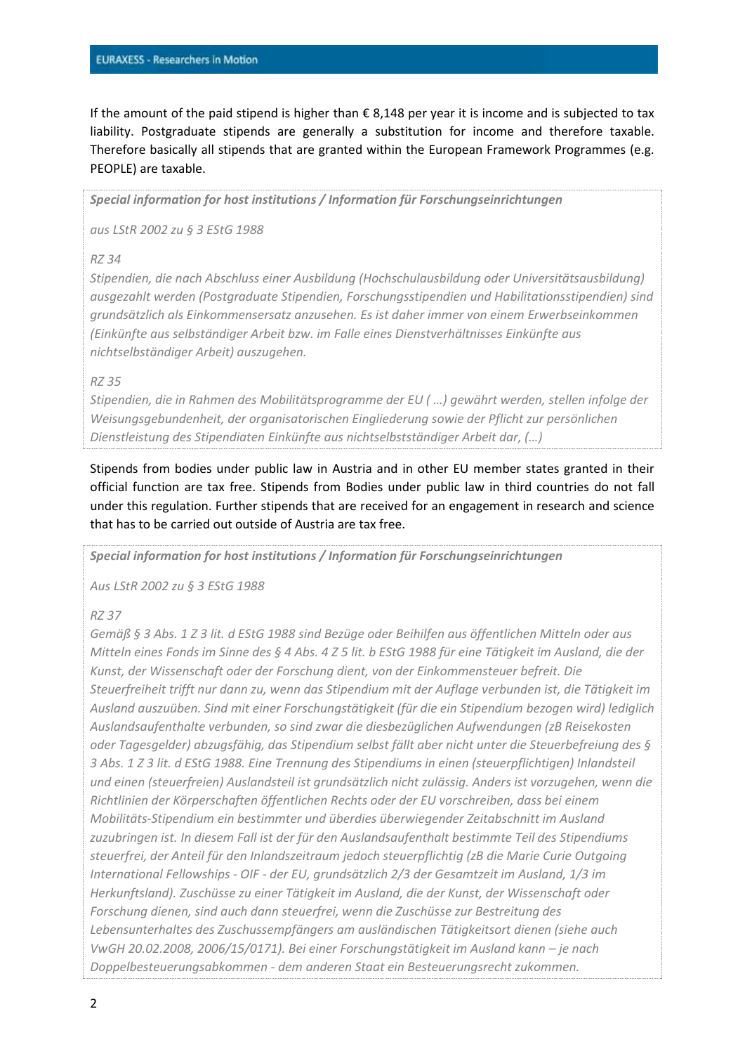If the amount of the paid stipend is higher than € 8,148 per year it is income and is subjected to tax liability. Postgraduate stipends are generally a substitution for income and therefore taxable. Therefore basically all stipends that are granted within the European Framework Programmes (e.g. PEOPLE) are taxable.

> ***Special information for host institutions / Information für Forschungseinrichtungen***
>
> *aus LStR 2002 zu § 3 EStG 1988*
>
> *RZ 34*
> *Stipendien, die nach Abschluss einer Ausbildung (Hochschulausbildung oder Universitätsausbildung) ausgezahlt werden (Postgraduate Stipendien, Forschungsstipendien und Habilitationsstipendien) sind grundsätzlich als Einkommensersatz anzusehen. Es ist daher immer von einem Erwerbseinkommen (Einkünfte aus selbständiger Arbeit bzw. im Falle eines Dienstverhältnisses Einkünfte aus nichtselbständiger Arbeit) auszugehen.*
>
> *RZ 35*
> *Stipendien, die in Rahmen des Mobilitätsprogramme der EU ( …) gewährt werden, stellen infolge der Weisungsgebundenheit, der organisatorischen Eingliederung sowie der Pflicht zur persönlichen Dienstleistung des Stipendiaten Einkünfte aus nichtselbstständiger Arbeit dar, (…)*

Stipends from bodies under public law in Austria and in other EU member states granted in their official function are tax free. Stipends from Bodies under public law in third countries do not fall under this regulation. Further stipends that are received for an engagement in research and science that has to be carried out outside of Austria are tax free.

> ***Special information for host institutions / Information für Forschungseinrichtungen***
>
> *Aus LStR 2002 zu § 3 EStG 1988*
>
> *RZ 37*
> *Gemäß § 3 Abs. 1 Z 3 lit. d EStG 1988 sind Bezüge oder Beihilfen aus öffentlichen Mitteln oder aus Mitteln eines Fonds im Sinne des § 4 Abs. 4 Z 5 lit. b EStG 1988 für eine Tätigkeit im Ausland, die der Kunst, der Wissenschaft oder der Forschung dient, von der Einkommensteuer befreit. Die Steuerfreiheit trifft nur dann zu, wenn das Stipendium mit der Auflage verbunden ist, die Tätigkeit im Ausland auszuüben. Sind mit einer Forschungstätigkeit (für die ein Stipendium bezogen wird) lediglich Auslandsaufenthalte verbunden, so sind zwar die diesbezüglichen Aufwendungen (zB Reisekosten oder Tagesgelder) abzugsfähig, das Stipendium selbst fällt aber nicht unter die Steuerbefreiung des § 3 Abs. 1 Z 3 lit. d EStG 1988. Eine Trennung des Stipendiums in einen (steuerpflichtigen) Inlandsteil und einen (steuerfreien) Auslandsteil ist grundsätzlich nicht zulässig. Anders ist vorzugehen, wenn die Richtlinien der Körperschaften öffentlichen Rechts oder der EU vorschreiben, dass bei einem Mobilitäts-Stipendium ein bestimmter und überdies überwiegender Zeitabschnitt im Ausland zuzubringen ist. In diesem Fall ist der für den Auslandsaufenthalt bestimmte Teil des Stipendiums steuerfrei, der Anteil für den Inlandszeitraum jedoch steuerpflichtig (zB die Marie Curie Outgoing International Fellowships - OIF - der EU, grundsätzlich 2/3 der Gesamtzeit im Ausland, 1/3 im Herkunftsland). Zuschüsse zu einer Tätigkeit im Ausland, die der Kunst, der Wissenschaft oder Forschung dienen, sind auch dann steuerfrei, wenn die Zuschüsse zur Bestreitung des Lebensunterhaltes des Zuschussempfängers am ausländischen Tätigkeitsort dienen (siehe auch VwGH 20.02.2008, 2006/15/0171). Bei einer Forschungstätigkeit im Ausland kann – je nach Doppelbesteuerungsabkommen - dem anderen Staat ein Besteuerungsrecht zukommen.*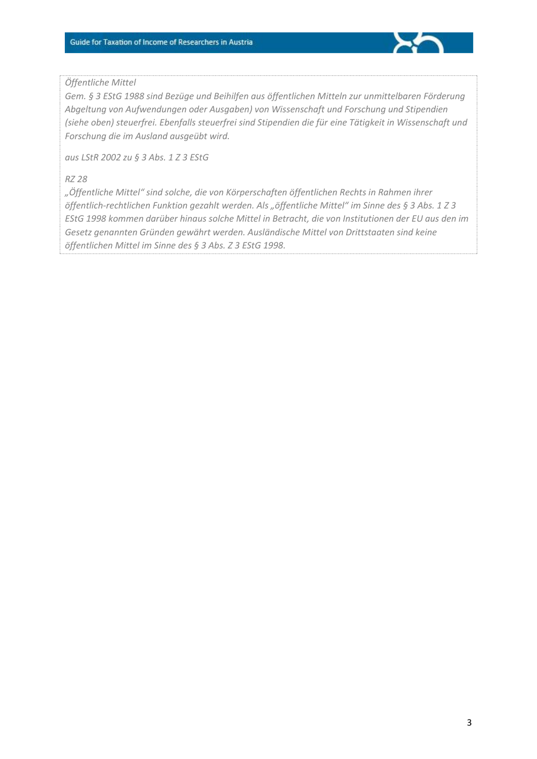*Öffentliche Mittel*
*Gem. § 3 EStG 1988 sind Bezüge und Beihilfen aus öffentlichen Mitteln zur unmittelbaren Förderung Abgeltung von Aufwendungen oder Ausgaben) von Wissenschaft und Forschung und Stipendien (siehe oben) steuerfrei. Ebenfalls steuerfrei sind Stipendien die für eine Tätigkeit in Wissenschaft und Forschung die im Ausland ausgeübt wird.*

*aus LStR 2002 zu § 3 Abs. 1 Z 3 EStG*

*RZ 28*
*„Öffentliche Mittel" sind solche, die von Körperschaften öffentlichen Rechts in Rahmen ihrer öffentlich-rechtlichen Funktion gezahlt werden. Als „öffentliche Mittel" im Sinne des § 3 Abs. 1 Z 3 EStG 1998 kommen darüber hinaus solche Mittel in Betracht, die von Institutionen der EU aus den im Gesetz genannten Gründen gewährt werden. Ausländische Mittel von Drittstaaten sind keine öffentlichen Mittel im Sinne des § 3 Abs. Z 3 EStG 1998.*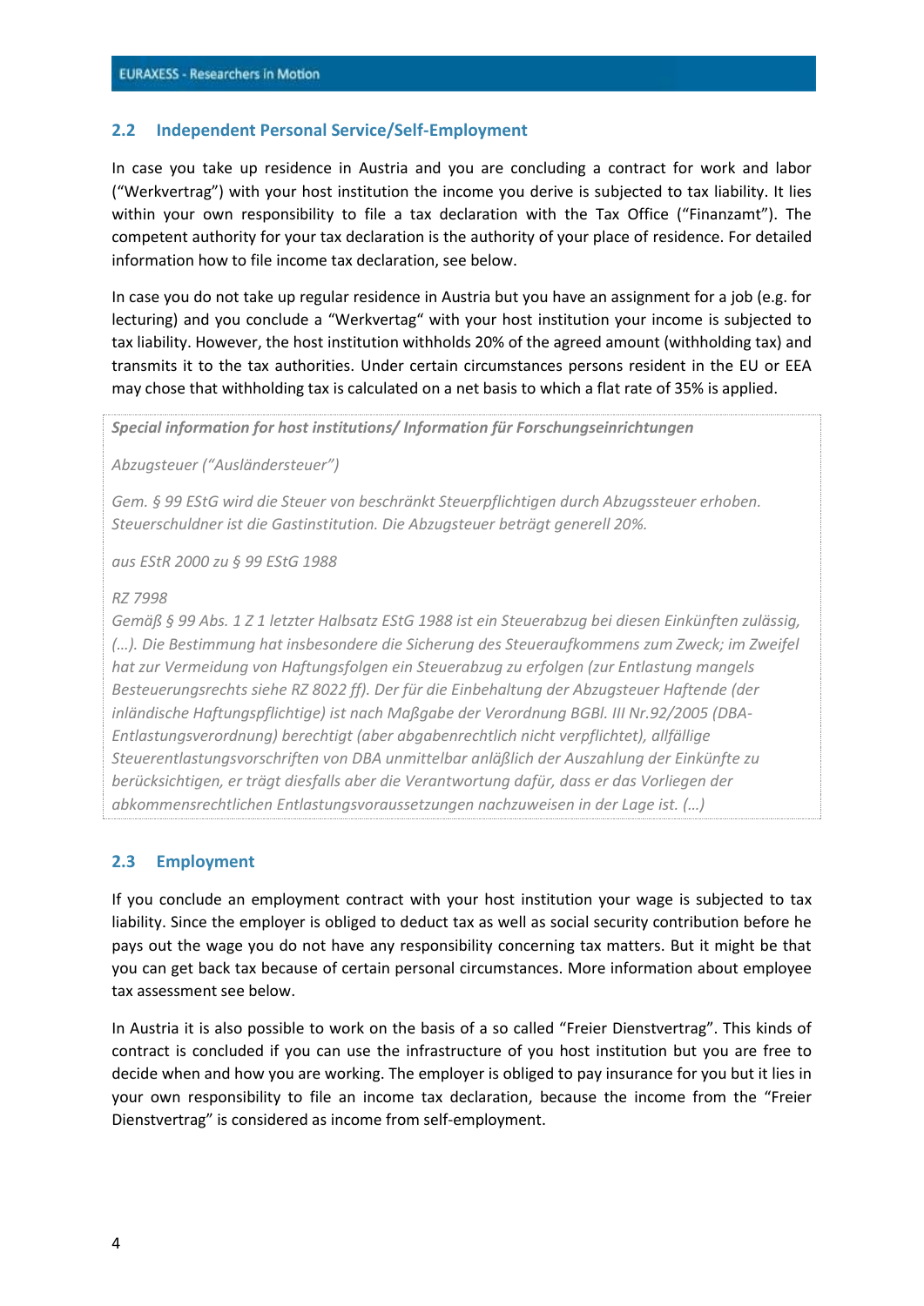## 2.2 Independent Personal Service/Self-Employment

In case you take up residence in Austria and you are concluding a contract for work and labor ("Werkvertrag") with your host institution the income you derive is subjected to tax liability. It lies within your own responsibility to file a tax declaration with the Tax Office ("Finanzamt"). The competent authority for your tax declaration is the authority of your place of residence. For detailed information how to file income tax declaration, see below.

In case you do not take up regular residence in Austria but you have an assignment for a job (e.g. for lecturing) and you conclude a "Werkvertag" with your host institution your income is subjected to tax liability. However, the host institution withholds 20% of the agreed amount (withholding tax) and transmits it to the tax authorities. Under certain circumstances persons resident in the EU or EEA may chose that withholding tax is calculated on a net basis to which a flat rate of 35% is applied.

***Special information for host institutions/ Information für Forschungseinrichtungen***

*Abzugsteuer ("Ausländersteuer")*

*Gem. § 99 EStG wird die Steuer von beschränkt Steuerpflichtigen durch Abzugssteuer erhoben. Steuerschuldner ist die Gastinstitution. Die Abzugsteuer beträgt generell 20%.*

*aus EStR 2000 zu § 99 EStG 1988*

*RZ 7998*
*Gemäß § 99 Abs. 1 Z 1 letzter Halbsatz EStG 1988 ist ein Steuerabzug bei diesen Einkünften zulässig, (…). Die Bestimmung hat insbesondere die Sicherung des Steueraufkommens zum Zweck; im Zweifel hat zur Vermeidung von Haftungsfolgen ein Steuerabzug zu erfolgen (zur Entlastung mangels Besteuerungsrechts siehe RZ 8022 ff). Der für die Einbehaltung der Abzugsteuer Haftende (der inländische Haftungspflichtige) ist nach Maßgabe der Verordnung BGBl. III Nr.92/2005 (DBA-Entlastungsverordnung) berechtigt (aber abgabenrechtlich nicht verpflichtet), allfällige Steuerentlastungsvorschriften von DBA unmittelbar anläßlich der Auszahlung der Einkünfte zu berücksichtigen, er trägt diesfalls aber die Verantwortung dafür, dass er das Vorliegen der abkommensrechtlichen Entlastungsvoraussetzungen nachzuweisen in der Lage ist. (…)*

## 2.3 Employment

If you conclude an employment contract with your host institution your wage is subjected to tax liability. Since the employer is obliged to deduct tax as well as social security contribution before he pays out the wage you do not have any responsibility concerning tax matters. But it might be that you can get back tax because of certain personal circumstances. More information about employee tax assessment see below.

In Austria it is also possible to work on the basis of a so called "Freier Dienstvertrag". This kinds of contract is concluded if you can use the infrastructure of you host institution but you are free to decide when and how you are working. The employer is obliged to pay insurance for you but it lies in your own responsibility to file an income tax declaration, because the income from the "Freier Dienstvertrag" is considered as income from self-employment.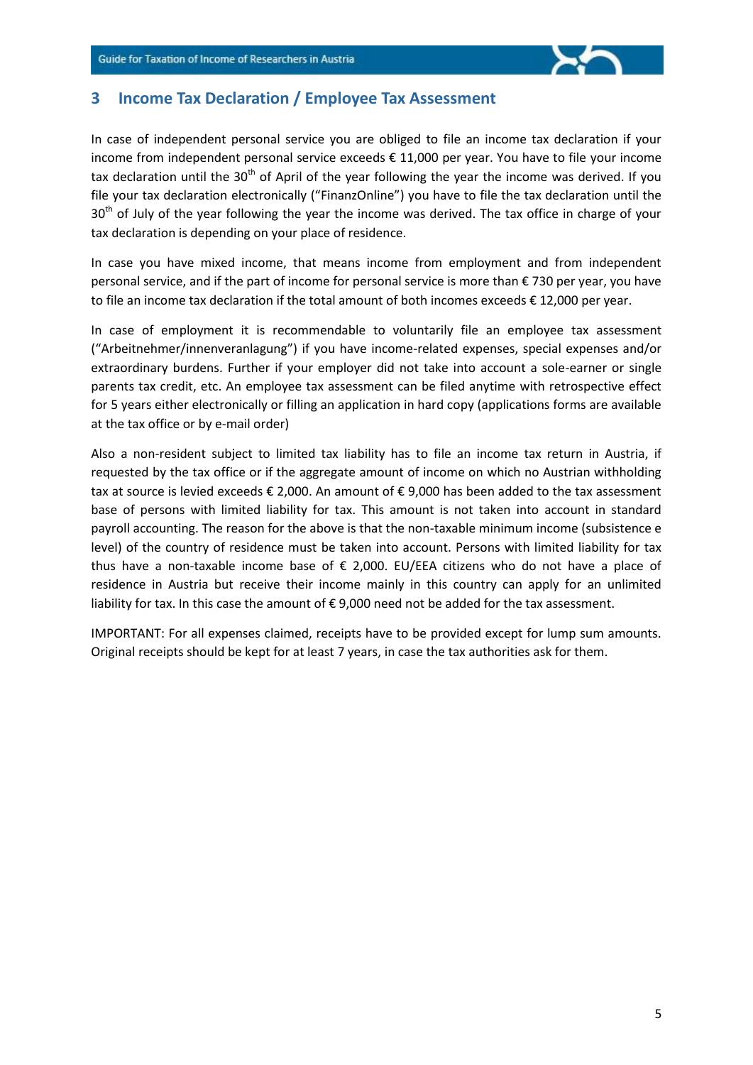## 3 Income Tax Declaration / Employee Tax Assessment

In case of independent personal service you are obliged to file an income tax declaration if your income from independent personal service exceeds € 11,000 per year. You have to file your income tax declaration until the 30th of April of the year following the year the income was derived. If you file your tax declaration electronically ("FinanzOnline") you have to file the tax declaration until the 30th of July of the year following the year the income was derived. The tax office in charge of your tax declaration is depending on your place of residence.

In case you have mixed income, that means income from employment and from independent personal service, and if the part of income for personal service is more than € 730 per year, you have to file an income tax declaration if the total amount of both incomes exceeds € 12,000 per year.

In case of employment it is recommendable to voluntarily file an employee tax assessment ("Arbeitnehmer/innenveranlagung") if you have income-related expenses, special expenses and/or extraordinary burdens. Further if your employer did not take into account a sole-earner or single parents tax credit, etc. An employee tax assessment can be filed anytime with retrospective effect for 5 years either electronically or filling an application in hard copy (applications forms are available at the tax office or by e-mail order)

Also a non-resident subject to limited tax liability has to file an income tax return in Austria, if requested by the tax office or if the aggregate amount of income on which no Austrian withholding tax at source is levied exceeds € 2,000. An amount of € 9,000 has been added to the tax assessment base of persons with limited liability for tax. This amount is not taken into account in standard payroll accounting. The reason for the above is that the non-taxable minimum income (subsistence e level) of the country of residence must be taken into account. Persons with limited liability for tax thus have a non-taxable income base of € 2,000. EU/EEA citizens who do not have a place of residence in Austria but receive their income mainly in this country can apply for an unlimited liability for tax. In this case the amount of € 9,000 need not be added for the tax assessment.

IMPORTANT: For all expenses claimed, receipts have to be provided except for lump sum amounts. Original receipts should be kept for at least 7 years, in case the tax authorities ask for them.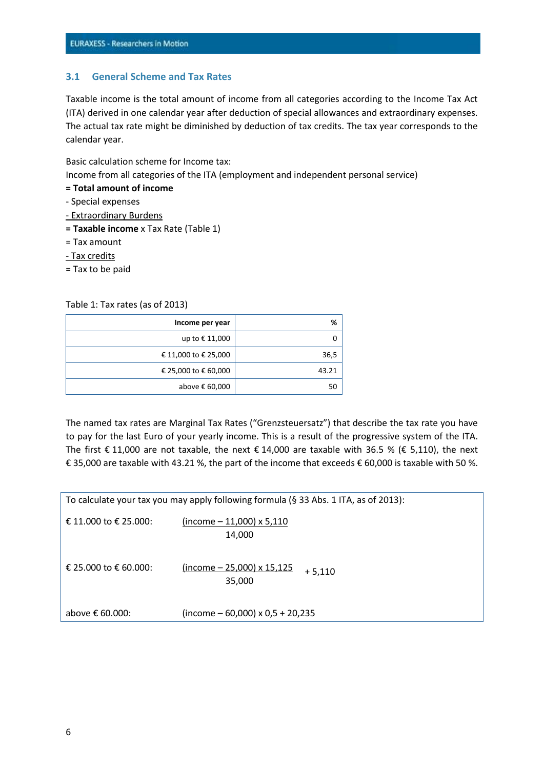## 3.1 General Scheme and Tax Rates

Taxable income is the total amount of income from all categories according to the Income Tax Act (ITA) derived in one calendar year after deduction of special allowances and extraordinary expenses. The actual tax rate might be diminished by deduction of tax credits. The tax year corresponds to the calendar year.

Basic calculation scheme for Income tax:
Income from all categories of the ITA (employment and independent personal service)
**= Total amount of income**
- Special expenses
- Extraordinary Burdens
**= Taxable income** x Tax Rate (Table 1)
= Tax amount
- Tax credits
= Tax to be paid

Table 1: Tax rates (as of 2013)

| Income per year | % |
|---:|---:|
| up to € 11,000 | 0 |
| € 11,000 to € 25,000 | 36,5 |
| € 25,000 to € 60,000 | 43.21 |
| above € 60,000 | 50 |

The named tax rates are Marginal Tax Rates ("Grenzsteuersatz") that describe the tax rate you have to pay for the last Euro of your yearly income. This is a result of the progressive system of the ITA. The first € 11,000 are not taxable, the next € 14,000 are taxable with 36.5 % (€ 5,110), the next € 35,000 are taxable with 43.21 %, the part of the income that exceeds € 60,000 is taxable with 50 %.

To calculate your tax you may apply following formula (§ 33 Abs. 1 ITA, as of 2013):

€ 11.000 to € 25.000: $\frac{(\text{income} - 11{,}000) \times 5{,}110}{14{,}000}$

€ 25.000 to € 60.000: $\frac{(\text{income} - 25{,}000) \times 15{,}125}{35{,}000} + 5{,}110$

above € 60.000: $(\text{income} - 60{,}000) \times 0{,}5 + 20{,}235$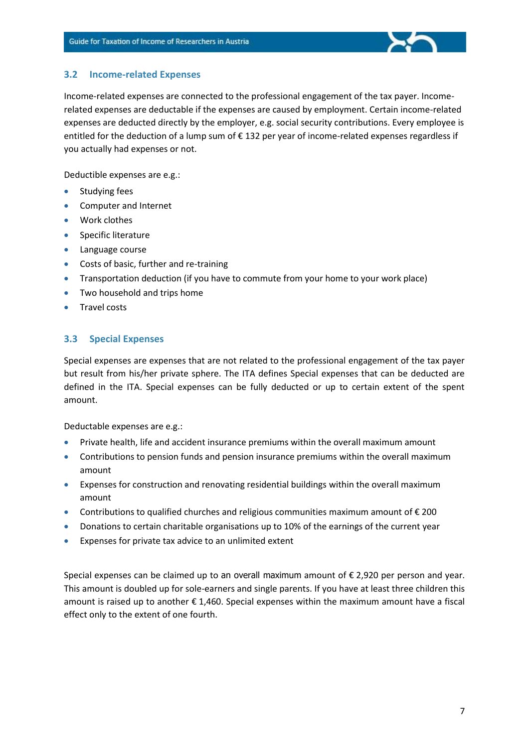## 3.2 Income-related Expenses

Income-related expenses are connected to the professional engagement of the tax payer. Income-related expenses are deductable if the expenses are caused by employment. Certain income-related expenses are deducted directly by the employer, e.g. social security contributions. Every employee is entitled for the deduction of a lump sum of € 132 per year of income-related expenses regardless if you actually had expenses or not.

Deductible expenses are e.g.:

- Studying fees
- Computer and Internet
- Work clothes
- Specific literature
- Language course
- Costs of basic, further and re-training
- Transportation deduction (if you have to commute from your home to your work place)
- Two household and trips home
- Travel costs

## 3.3 Special Expenses

Special expenses are expenses that are not related to the professional engagement of the tax payer but result from his/her private sphere. The ITA defines Special expenses that can be deducted are defined in the ITA. Special expenses can be fully deducted or up to certain extent of the spent amount.

Deductable expenses are e.g.:

- Private health, life and accident insurance premiums within the overall maximum amount
- Contributions to pension funds and pension insurance premiums within the overall maximum amount
- Expenses for construction and renovating residential buildings within the overall maximum amount
- Contributions to qualified churches and religious communities maximum amount of € 200
- Donations to certain charitable organisations up to 10% of the earnings of the current year
- Expenses for private tax advice to an unlimited extent

Special expenses can be claimed up to an overall maximum amount of € 2,920 per person and year. This amount is doubled up for sole-earners and single parents. If you have at least three children this amount is raised up to another € 1,460. Special expenses within the maximum amount have a fiscal effect only to the extent of one fourth.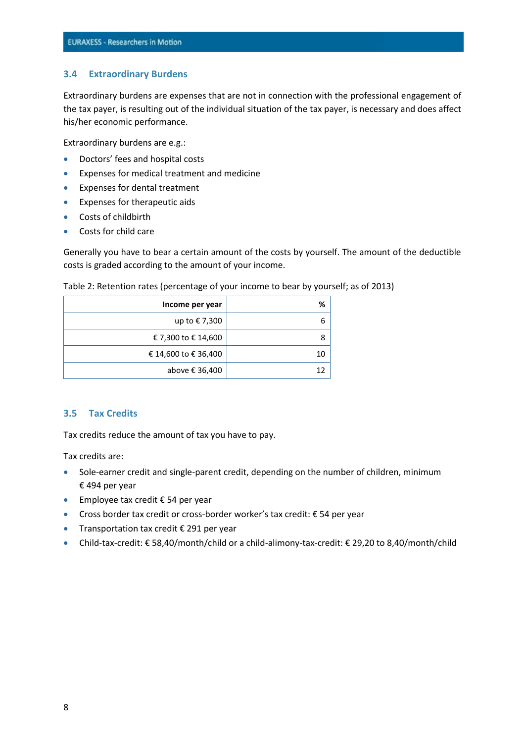### 3.4 Extraordinary Burdens

Extraordinary burdens are expenses that are not in connection with the professional engagement of the tax payer, is resulting out of the individual situation of the tax payer, is necessary and does affect his/her economic performance.

Extraordinary burdens are e.g.:

- Doctors' fees and hospital costs
- Expenses for medical treatment and medicine
- Expenses for dental treatment
- Expenses for therapeutic aids
- Costs of childbirth
- Costs for child care

Generally you have to bear a certain amount of the costs by yourself. The amount of the deductible costs is graded according to the amount of your income.

Table 2: Retention rates (percentage of your income to bear by yourself; as of 2013)

| Income per year | % |
|---:|---:|
| up to € 7,300 | 6 |
| € 7,300 to € 14,600 | 8 |
| € 14,600 to € 36,400 | 10 |
| above € 36,400 | 12 |

### 3.5 Tax Credits

Tax credits reduce the amount of tax you have to pay.

Tax credits are:

- Sole-earner credit and single-parent credit, depending on the number of children, minimum € 494 per year
- Employee tax credit € 54 per year
- Cross border tax credit or cross-border worker's tax credit: € 54 per year
- Transportation tax credit € 291 per year
- Child-tax-credit: € 58,40/month/child or a child-alimony-tax-credit: € 29,20 to 8,40/month/child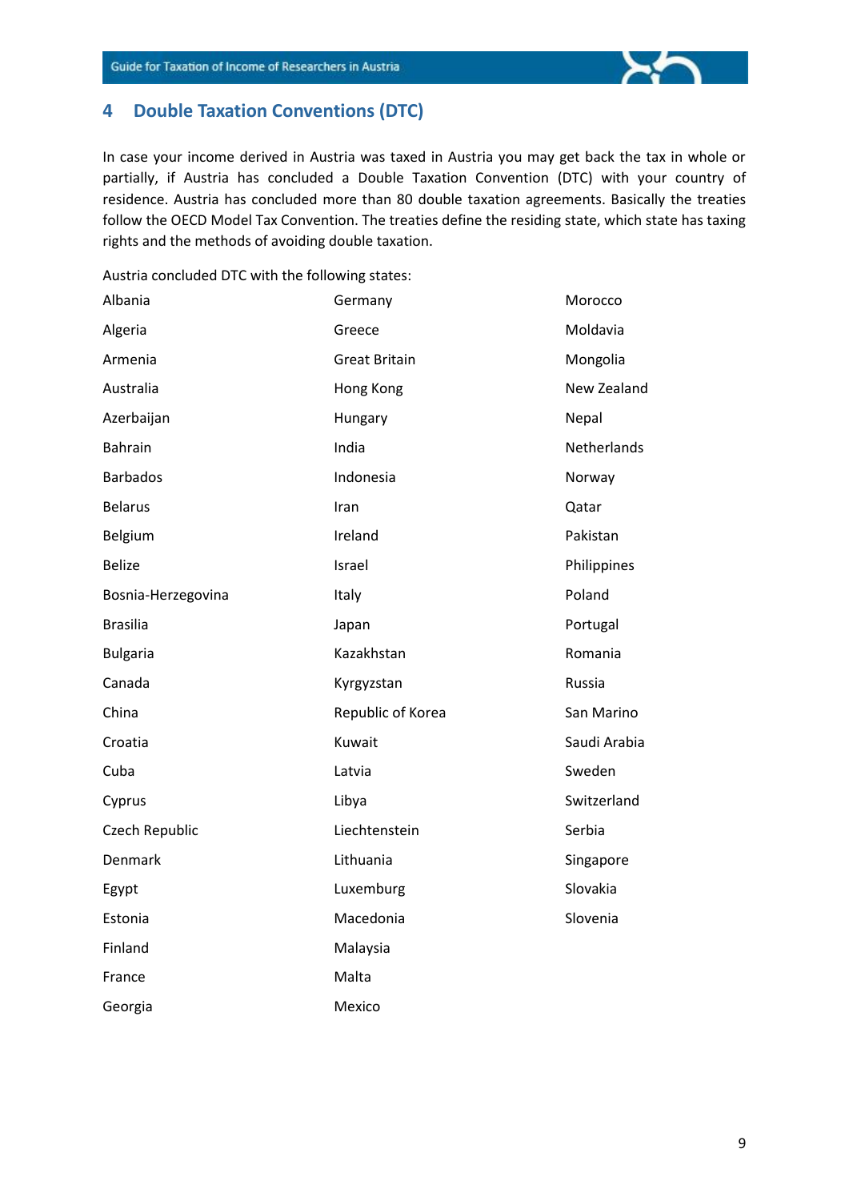## 4 Double Taxation Conventions (DTC)

In case your income derived in Austria was taxed in Austria you may get back the tax in whole or partially, if Austria has concluded a Double Taxation Convention (DTC) with your country of residence. Austria has concluded more than 80 double taxation agreements. Basically the treaties follow the OECD Model Tax Convention. The treaties define the residing state, which state has taxing rights and the methods of avoiding double taxation.

Austria concluded DTC with the following states:

- Albania
- Algeria
- Armenia
- Australia
- Azerbaijan
- Bahrain
- Barbados
- Belarus
- Belgium
- Belize
- Bosnia-Herzegovina
- Brasilia
- Bulgaria
- Canada
- China
- Croatia
- Cuba
- Cyprus
- Czech Republic
- Denmark
- Egypt
- Estonia
- Finland
- France
- Georgia
- Germany
- Greece
- Great Britain
- Hong Kong
- Hungary
- India
- Indonesia
- Iran
- Ireland
- Israel
- Italy
- Japan
- Kazakhstan
- Kyrgyzstan
- Republic of Korea
- Kuwait
- Latvia
- Libya
- Liechtenstein
- Lithuania
- Luxemburg
- Macedonia
- Malaysia
- Malta
- Mexico
- Morocco
- Moldavia
- Mongolia
- New Zealand
- Nepal
- Netherlands
- Norway
- Qatar
- Pakistan
- Philippines
- Poland
- Portugal
- Romania
- Russia
- San Marino
- Saudi Arabia
- Sweden
- Switzerland
- Serbia
- Singapore
- Slovakia
- Slovenia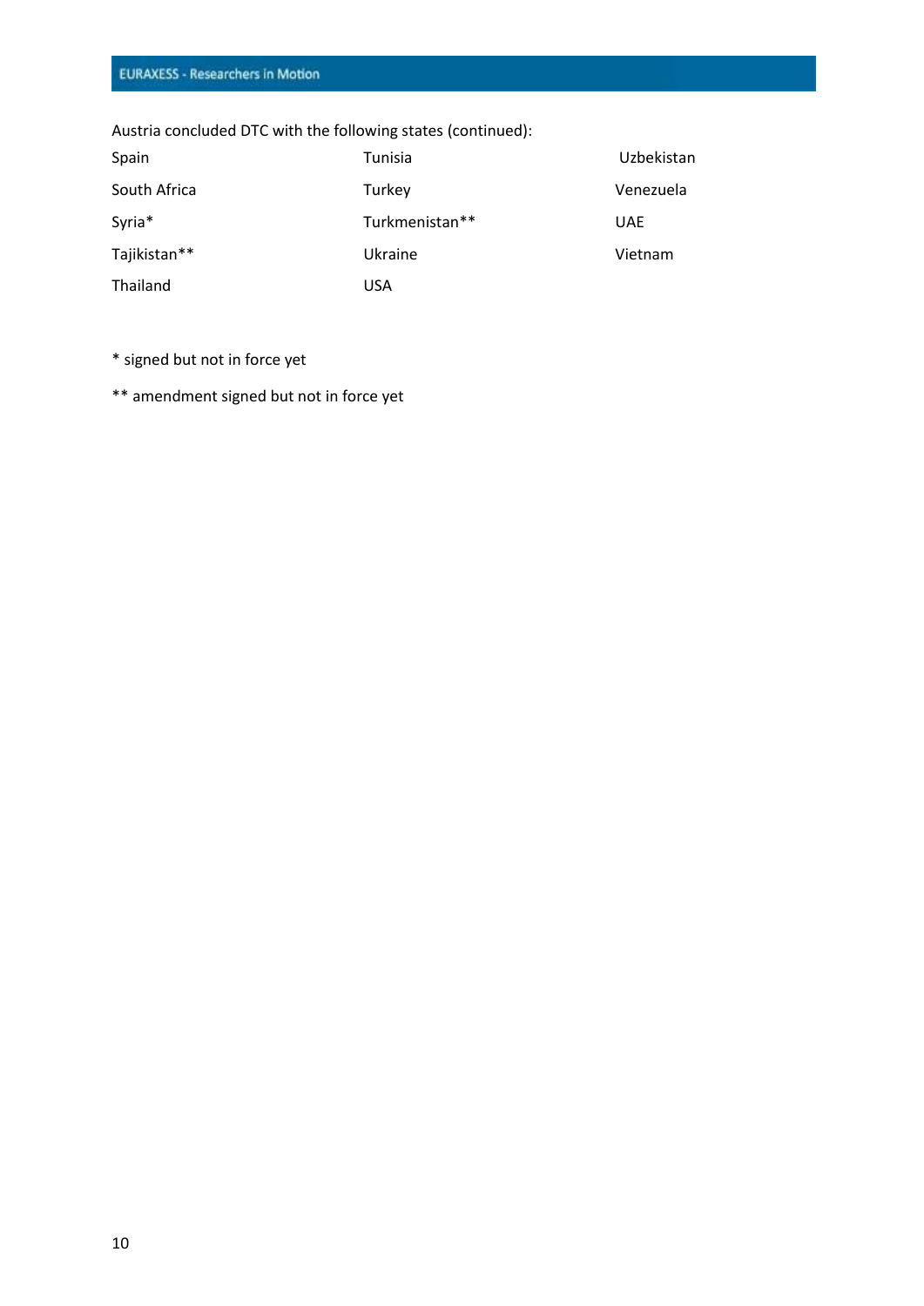Austria concluded DTC with the following states (continued):

| | | |
|---|---|---|
| Spain | Tunisia | Uzbekistan |
| South Africa | Turkey | Venezuela |
| Syria* | Turkmenistan** | UAE |
| Tajikistan** | Ukraine | Vietnam |
| Thailand | USA | |

* signed but not in force yet

** amendment signed but not in force yet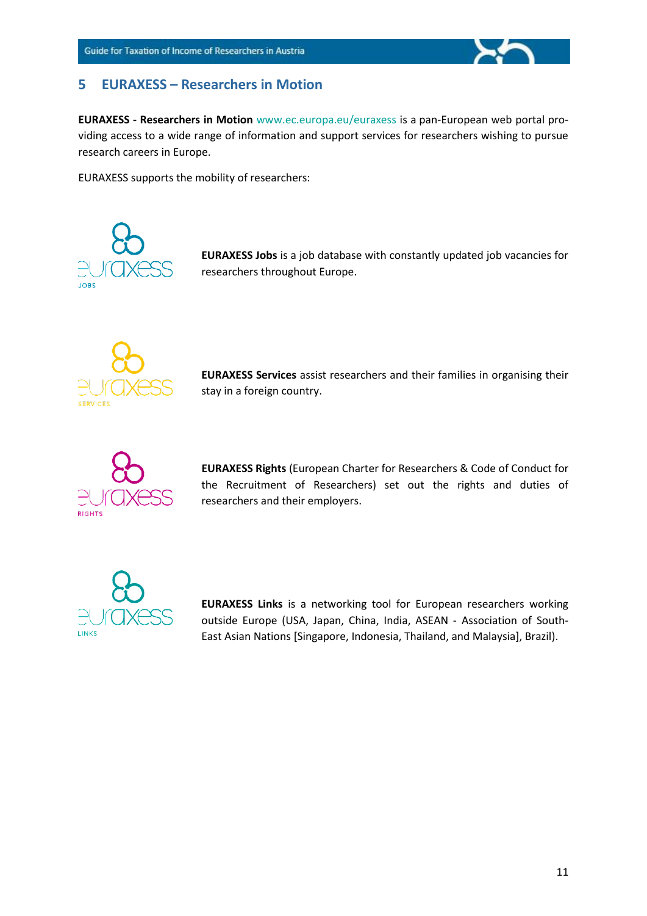## 5 EURAXESS – Researchers in Motion

**EURAXESS - Researchers in Motion** www.ec.europa.eu/euraxess is a pan-European web portal providing access to a wide range of information and support services for researchers wishing to pursue research careers in Europe.

EURAXESS supports the mobility of researchers:

**EURAXESS Jobs** is a job database with constantly updated job vacancies for researchers throughout Europe.

**EURAXESS Services** assist researchers and their families in organising their stay in a foreign country.

**EURAXESS Rights** (European Charter for Researchers & Code of Conduct for the Recruitment of Researchers) set out the rights and duties of researchers and their employers.

**EURAXESS Links** is a networking tool for European researchers working outside Europe (USA, Japan, China, India, ASEAN - Association of South-East Asian Nations [Singapore, Indonesia, Thailand, and Malaysia], Brazil).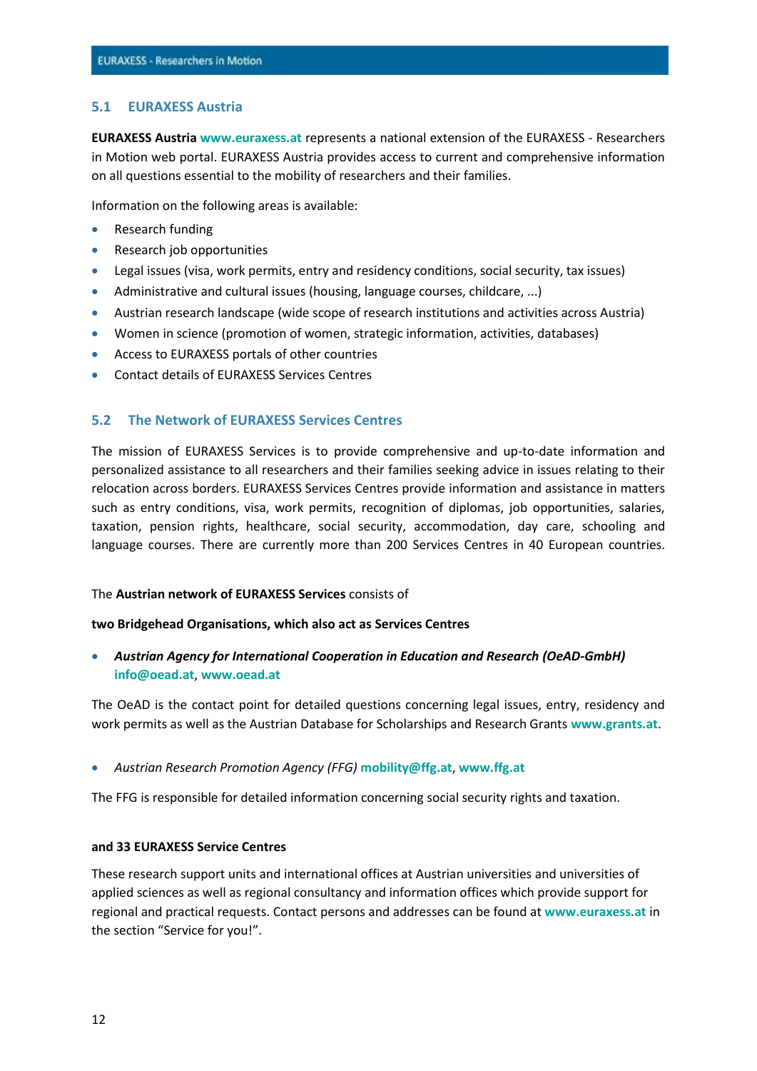## 5.1 EURAXESS Austria

**EURAXESS Austria** www.euraxess.at represents a national extension of the EURAXESS - Researchers in Motion web portal. EURAXESS Austria provides access to current and comprehensive information on all questions essential to the mobility of researchers and their families.

Information on the following areas is available:

- Research funding
- Research job opportunities
- Legal issues (visa, work permits, entry and residency conditions, social security, tax issues)
- Administrative and cultural issues (housing, language courses, childcare, ...)
- Austrian research landscape (wide scope of research institutions and activities across Austria)
- Women in science (promotion of women, strategic information, activities, databases)
- Access to EURAXESS portals of other countries
- Contact details of EURAXESS Services Centres

## 5.2 The Network of EURAXESS Services Centres

The mission of EURAXESS Services is to provide comprehensive and up-to-date information and personalized assistance to all researchers and their families seeking advice in issues relating to their relocation across borders. EURAXESS Services Centres provide information and assistance in matters such as entry conditions, visa, work permits, recognition of diplomas, job opportunities, salaries, taxation, pension rights, healthcare, social security, accommodation, day care, schooling and language courses. There are currently more than 200 Services Centres in 40 European countries.

The **Austrian network of EURAXESS Services** consists of

**two Bridgehead Organisations, which also act as Services Centres**

- ***Austrian Agency for International Cooperation in Education and Research (OeAD-GmbH)***
  **info@oead.at**, **www.oead.at**

The OeAD is the contact point for detailed questions concerning legal issues, entry, residency and work permits as well as the Austrian Database for Scholarships and Research Grants **www.grants.at**.

- *Austrian Research Promotion Agency (FFG)* **mobility@ffg.at**, **www.ffg.at**

The FFG is responsible for detailed information concerning social security rights and taxation.

**and 33 EURAXESS Service Centres**

These research support units and international offices at Austrian universities and universities of applied sciences as well as regional consultancy and information offices which provide support for regional and practical requests. Contact persons and addresses can be found at **www.euraxess.at** in the section "Service for you!".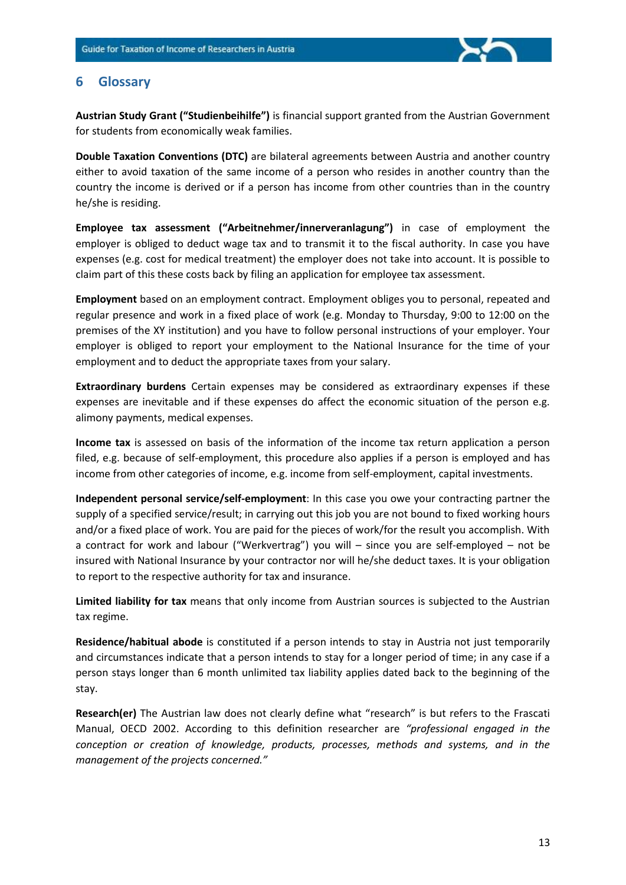# 6 Glossary

**Austrian Study Grant ("Studienbeihilfe")** is financial support granted from the Austrian Government for students from economically weak families.

**Double Taxation Conventions (DTC)** are bilateral agreements between Austria and another country either to avoid taxation of the same income of a person who resides in another country than the country the income is derived or if a person has income from other countries than in the country he/she is residing.

**Employee tax assessment ("Arbeitnehmer/innerveranlagung")** in case of employment the employer is obliged to deduct wage tax and to transmit it to the fiscal authority. In case you have expenses (e.g. cost for medical treatment) the employer does not take into account. It is possible to claim part of this these costs back by filing an application for employee tax assessment.

**Employment** based on an employment contract. Employment obliges you to personal, repeated and regular presence and work in a fixed place of work (e.g. Monday to Thursday, 9:00 to 12:00 on the premises of the XY institution) and you have to follow personal instructions of your employer. Your employer is obliged to report your employment to the National Insurance for the time of your employment and to deduct the appropriate taxes from your salary.

**Extraordinary burdens** Certain expenses may be considered as extraordinary expenses if these expenses are inevitable and if these expenses do affect the economic situation of the person e.g. alimony payments, medical expenses.

**Income tax** is assessed on basis of the information of the income tax return application a person filed, e.g. because of self-employment, this procedure also applies if a person is employed and has income from other categories of income, e.g. income from self-employment, capital investments.

**Independent personal service/self-employment**: In this case you owe your contracting partner the supply of a specified service/result; in carrying out this job you are not bound to fixed working hours and/or a fixed place of work. You are paid for the pieces of work/for the result you accomplish. With a contract for work and labour ("Werkvertrag") you will – since you are self-employed – not be insured with National Insurance by your contractor nor will he/she deduct taxes. It is your obligation to report to the respective authority for tax and insurance.

**Limited liability for tax** means that only income from Austrian sources is subjected to the Austrian tax regime.

**Residence/habitual abode** is constituted if a person intends to stay in Austria not just temporarily and circumstances indicate that a person intends to stay for a longer period of time; in any case if a person stays longer than 6 month unlimited tax liability applies dated back to the beginning of the stay.

**Research(er)** The Austrian law does not clearly define what "research" is but refers to the Frascati Manual, OECD 2002. According to this definition researcher are *"professional engaged in the conception or creation of knowledge, products, processes, methods and systems, and in the management of the projects concerned."*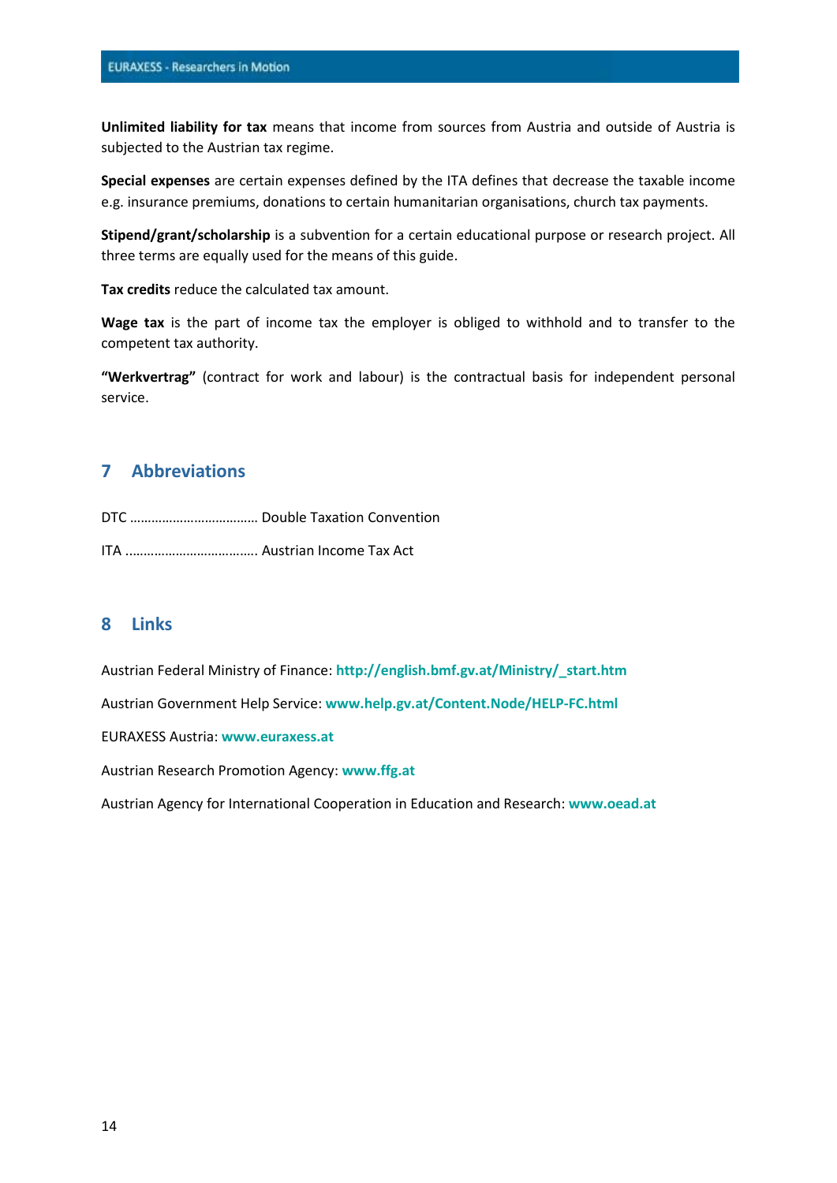**Unlimited liability for tax** means that income from sources from Austria and outside of Austria is subjected to the Austrian tax regime.

**Special expenses** are certain expenses defined by the ITA defines that decrease the taxable income e.g. insurance premiums, donations to certain humanitarian organisations, church tax payments.

**Stipend/grant/scholarship** is a subvention for a certain educational purpose or research project. All three terms are equally used for the means of this guide.

**Tax credits** reduce the calculated tax amount.

**Wage tax** is the part of income tax the employer is obliged to withhold and to transfer to the competent tax authority.

**"Werkvertrag"** (contract for work and labour) is the contractual basis for independent personal service.

## 7 Abbreviations

DTC ……………………………… Double Taxation Convention

ITA ………………………………. Austrian Income Tax Act

## 8 Links

Austrian Federal Ministry of Finance: **http://english.bmf.gv.at/Ministry/_start.htm**

Austrian Government Help Service: **www.help.gv.at/Content.Node/HELP-FC.html**

EURAXESS Austria: **www.euraxess.at**

Austrian Research Promotion Agency: **www.ffg.at**

Austrian Agency for International Cooperation in Education and Research: **www.oead.at**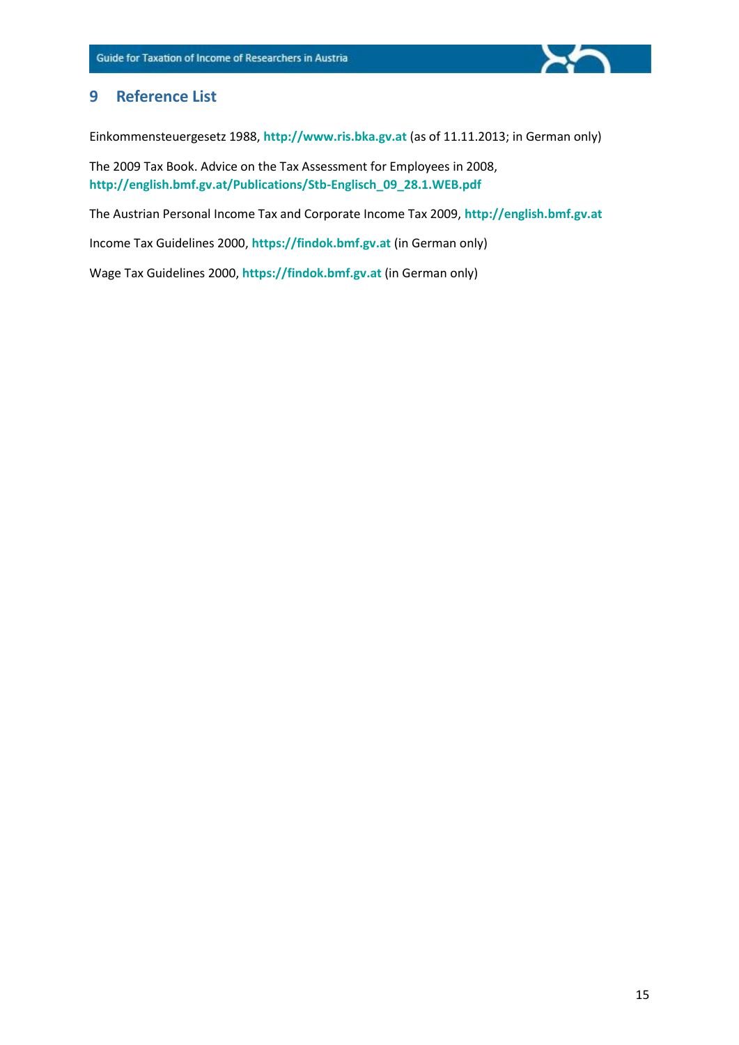## 9 Reference List

Einkommensteuergesetz 1988, **http://www.ris.bka.gv.at** (as of 11.11.2013; in German only)

The 2009 Tax Book. Advice on the Tax Assessment for Employees in 2008, **http://english.bmf.gv.at/Publications/Stb-Englisch_09_28.1.WEB.pdf**

The Austrian Personal Income Tax and Corporate Income Tax 2009, **http://english.bmf.gv.at**

Income Tax Guidelines 2000, **https://findok.bmf.gv.at** (in German only)

Wage Tax Guidelines 2000, **https://findok.bmf.gv.at** (in German only)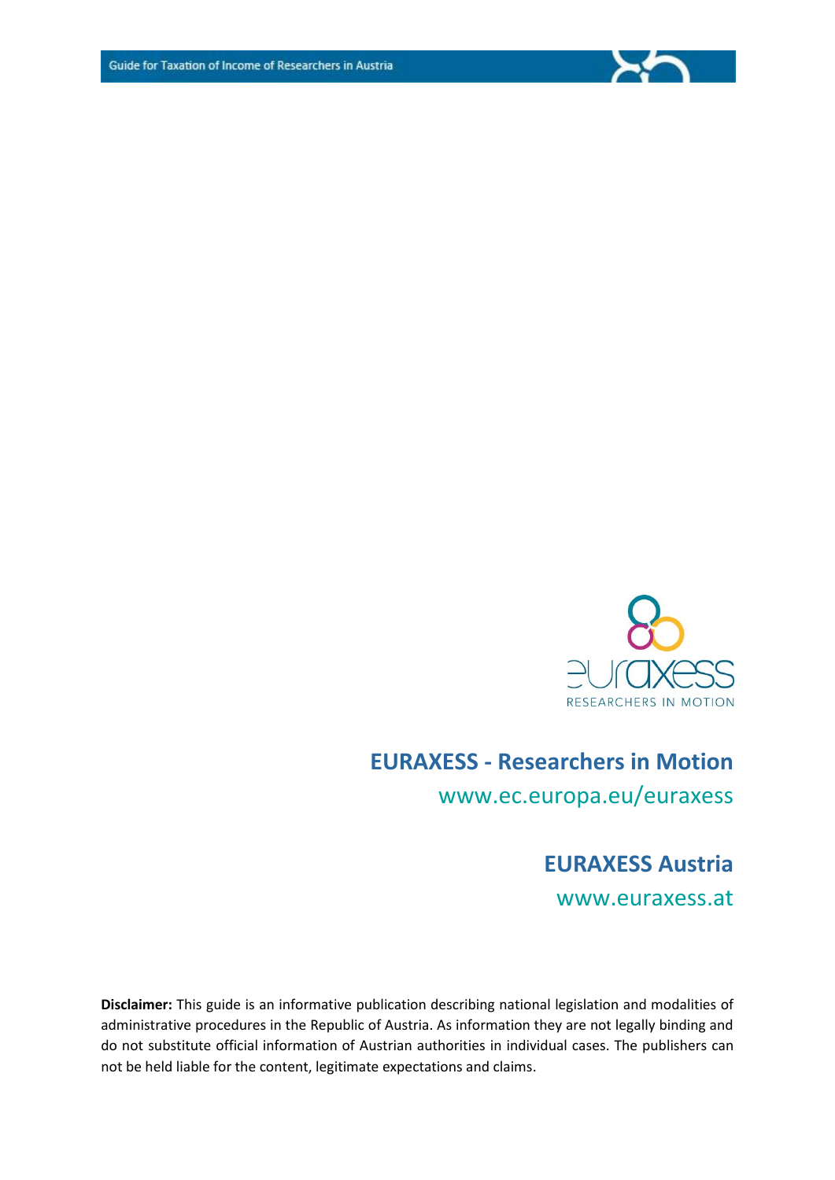EURAXESS
RESEARCHERS IN MOTION

**EURAXESS - Researchers in Motion**

www.ec.europa.eu/euraxess

**EURAXESS Austria**

www.euraxess.at

**Disclaimer:** This guide is an informative publication describing national legislation and modalities of administrative procedures in the Republic of Austria. As information they are not legally binding and do not substitute official information of Austrian authorities in individual cases. The publishers can not be held liable for the content, legitimate expectations and claims.